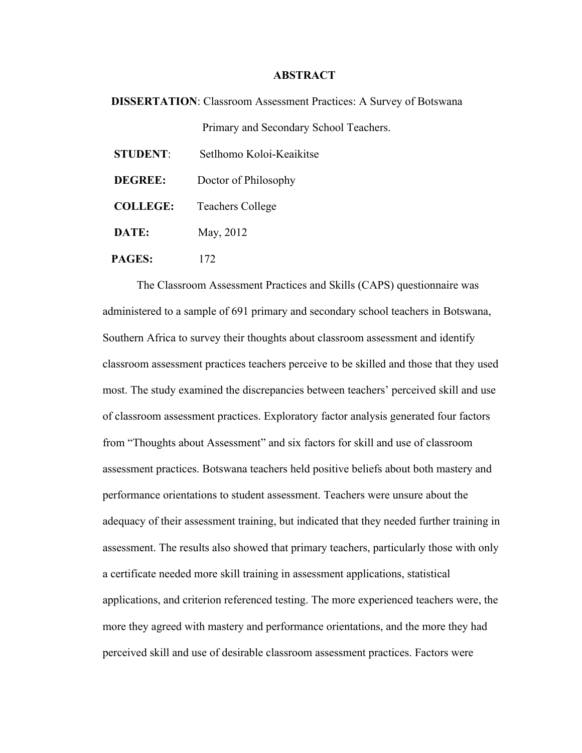# ABSTRACT

**DISSERTATION**: Classroom Assessment Practices: A Survey of Botswana Primary and Secondary School Teachers.

**STUDENT**: Setlhomo Koloi-Keaikitse

**DEGREE:** Doctor of Philosophy

**COLLEGE:** Teachers College

**DATE:** May, 2012

**PAGES:** 172

The Classroom Assessment Practices and Skills (CAPS) questionnaire was administered to a sample of 691 primary and secondary school teachers in Botswana, Southern Africa to survey their thoughts about classroom assessment and identify classroom assessment practices teachers perceive to be skilled and those that they used most. The study examined the discrepancies between teachers' perceived skill and use of classroom assessment practices. Exploratory factor analysis generated four factors from "Thoughts about Assessment" and six factors for skill and use of classroom assessment practices. Botswana teachers held positive beliefs about both mastery and performance orientations to student assessment. Teachers were unsure about the adequacy of their assessment training, but indicated that they needed further training in assessment. The results also showed that primary teachers, particularly those with only a certificate needed more skill training in assessment applications, statistical applications, and criterion referenced testing. The more experienced teachers were, the more they agreed with mastery and performance orientations, and the more they had perceived skill and use of desirable classroom assessment practices. Factors were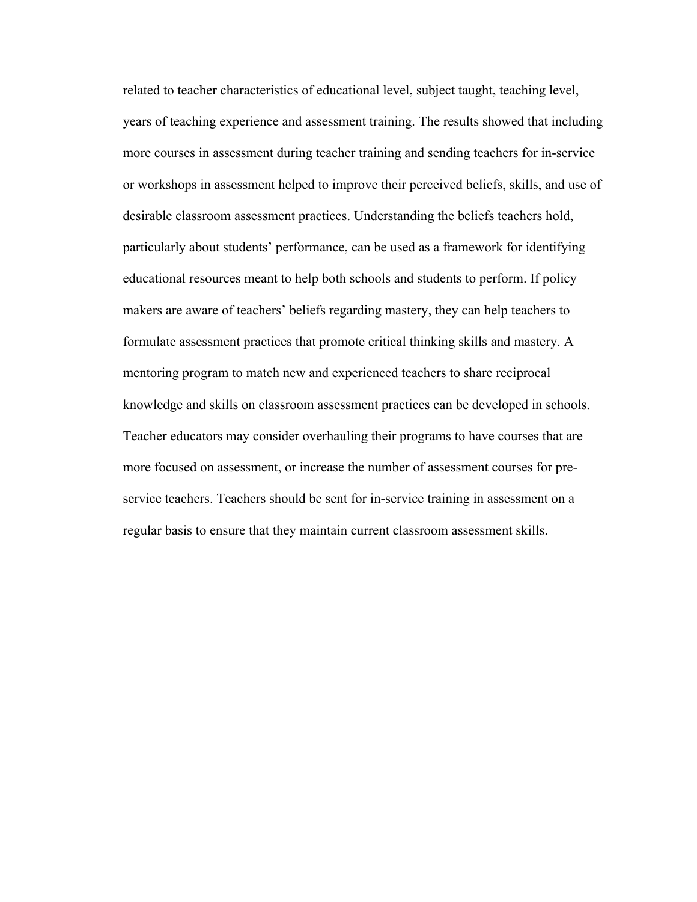related to teacher characteristics of educational level, subject taught, teaching level, years of teaching experience and assessment training. The results showed that including more courses in assessment during teacher training and sending teachers for in-service or workshops in assessment helped to improve their perceived beliefs, skills, and use of desirable classroom assessment practices. Understanding the beliefs teachers hold, particularly about students' performance, can be used as a framework for identifying educational resources meant to help both schools and students to perform. If policy makers are aware of teachers' beliefs regarding mastery, they can help teachers to formulate assessment practices that promote critical thinking skills and mastery. A mentoring program to match new and experienced teachers to share reciprocal knowledge and skills on classroom assessment practices can be developed in schools. Teacher educators may consider overhauling their programs to have courses that are more focused on assessment, or increase the number of assessment courses for pre-service teachers. Teachers should be sent for in-service training in assessment on a regular basis to ensure that they maintain current classroom assessment skills.